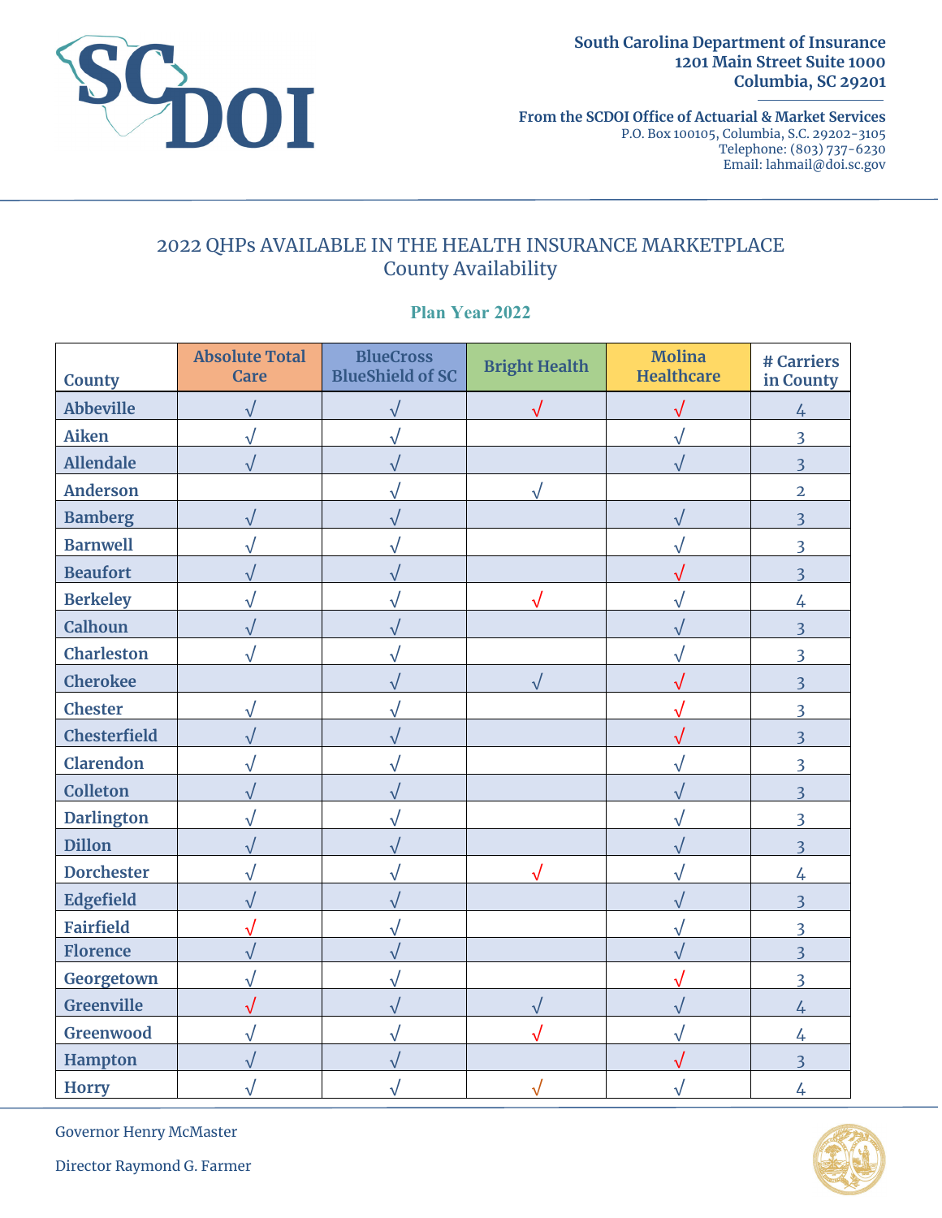South Carolina Department of Insurance
1201 Main Street Suite 1000
Columbia, SC 29201

From the SCDOI Office of Actuarial & Market Services
P.O. Box 100105, Columbia, S.C. 29202-3105
Telephone: (803) 737-6230
Email: lahmail@doi.sc.gov

# 2022 QHPs AVAILABLE IN THE HEALTH INSURANCE MARKETPLACE
## County Availability

### Plan Year 2022

| County | Absolute Total Care | BlueCross BlueShield of SC | Bright Health | Molina Healthcare | # Carriers in County |
|---|---|---|---|---|---|
| Abbeville | √ | √ | √ | √ | 4 |
| Aiken | √ | √ | | √ | 3 |
| Allendale | √ | √ | | √ | 3 |
| Anderson | | √ | √ | | 2 |
| Bamberg | √ | √ | | √ | 3 |
| Barnwell | √ | √ | | √ | 3 |
| Beaufort | √ | √ | | √ | 3 |
| Berkeley | √ | √ | √ | √ | 4 |
| Calhoun | √ | √ | | √ | 3 |
| Charleston | √ | √ | | √ | 3 |
| Cherokee | | √ | √ | √ | 3 |
| Chester | √ | √ | | √ | 3 |
| Chesterfield | √ | √ | | √ | 3 |
| Clarendon | √ | √ | | √ | 3 |
| Colleton | √ | √ | | √ | 3 |
| Darlington | √ | √ | | √ | 3 |
| Dillon | √ | √ | | √ | 3 |
| Dorchester | √ | √ | √ | √ | 4 |
| Edgefield | √ | √ | | √ | 3 |
| Fairfield | √ | √ | | √ | 3 |
| Florence | √ | √ | | √ | 3 |
| Georgetown | √ | √ | | √ | 3 |
| Greenville | √ | √ | √ | √ | 4 |
| Greenwood | √ | √ | √ | √ | 4 |
| Hampton | √ | √ | | √ | 3 |
| Horry | √ | √ | √ | √ | 4 |

Governor Henry McMaster

Director Raymond G. Farmer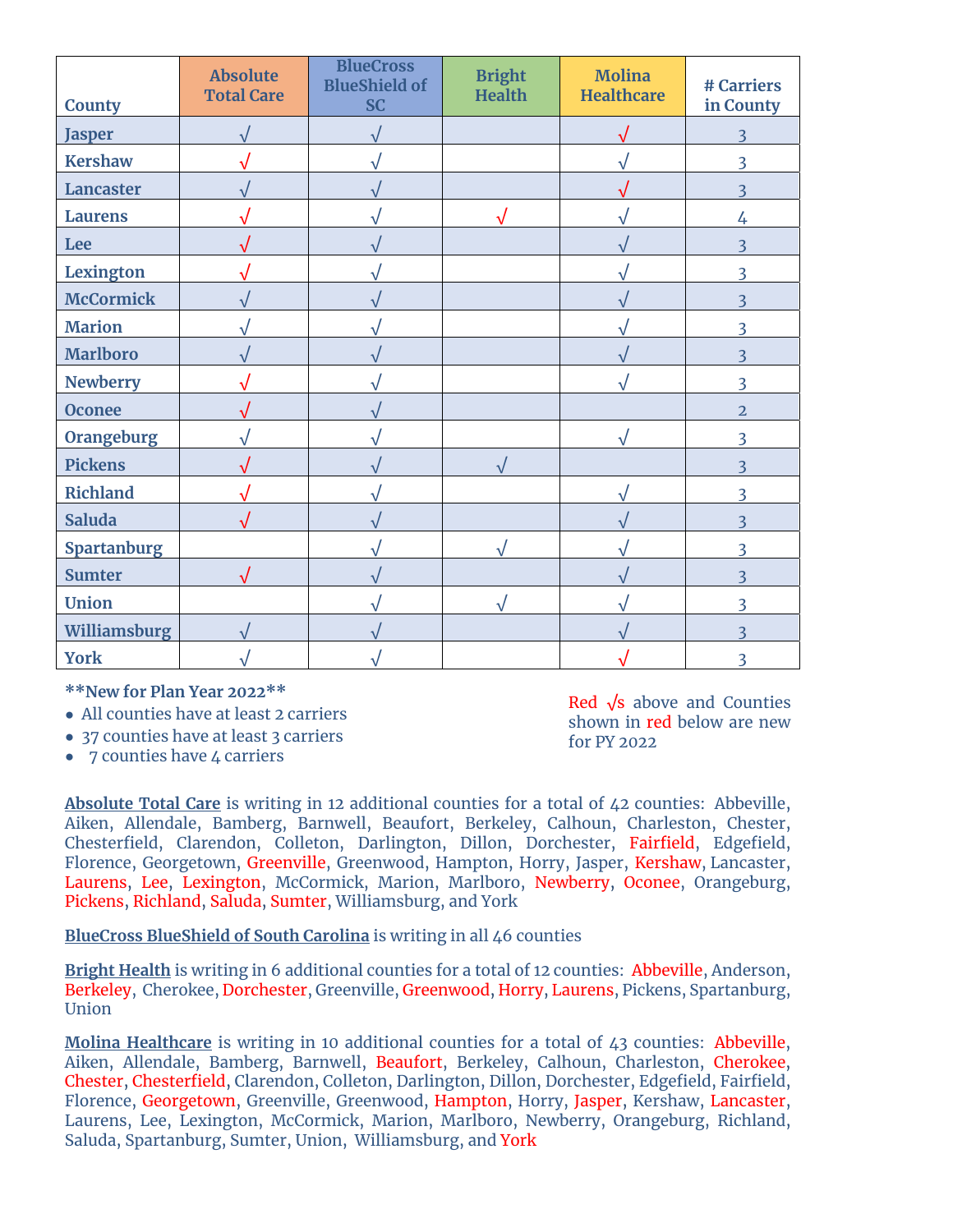| County | Absolute Total Care | BlueCross BlueShield of SC | Bright Health | Molina Healthcare | # Carriers in County |
|---|---|---|---|---|---|
| Jasper | √ | √ | | √ | 3 |
| Kershaw | √ | √ | | √ | 3 |
| Lancaster | √ | √ | | √ | 3 |
| Laurens | √ | √ | √ | √ | 4 |
| Lee | √ | √ | | √ | 3 |
| Lexington | √ | √ | | √ | 3 |
| McCormick | √ | √ | | √ | 3 |
| Marion | √ | √ | | √ | 3 |
| Marlboro | √ | √ | | √ | 3 |
| Newberry | √ | √ | | √ | 3 |
| Oconee | √ | √ | | | 2 |
| Orangeburg | √ | √ | | √ | 3 |
| Pickens | √ | √ | √ | | 3 |
| Richland | √ | √ | | √ | 3 |
| Saluda | √ | √ | | √ | 3 |
| Spartanburg | | √ | √ | √ | 3 |
| Sumter | √ | √ | | √ | 3 |
| Union | | √ | √ | √ | 3 |
| Williamsburg | √ | √ | | √ | 3 |
| York | √ | √ | | √ | 3 |

**\*\*New for Plan Year 2022\*\***

- All counties have at least 2 carriers
- 37 counties have at least 3 carriers
- 7 counties have 4 carriers

Red √s above and Counties shown in red below are new for PY 2022

**Absolute Total Care** is writing in 12 additional counties for a total of 42 counties: Abbeville, Aiken, Allendale, Bamberg, Barnwell, Beaufort, Berkeley, Calhoun, Charleston, Chester, Chesterfield, Clarendon, Colleton, Darlington, Dillon, Dorchester, Fairfield, Edgefield, Florence, Georgetown, Greenville, Greenwood, Hampton, Horry, Jasper, Kershaw, Lancaster, Laurens, Lee, Lexington, McCormick, Marion, Marlboro, Newberry, Oconee, Orangeburg, Pickens, Richland, Saluda, Sumter, Williamsburg, and York

**BlueCross BlueShield of South Carolina** is writing in all 46 counties

**Bright Health** is writing in 6 additional counties for a total of 12 counties: Abbeville, Anderson, Berkeley, Cherokee, Dorchester, Greenville, Greenwood, Horry, Laurens, Pickens, Spartanburg, Union

**Molina Healthcare** is writing in 10 additional counties for a total of 43 counties: Abbeville, Aiken, Allendale, Bamberg, Barnwell, Beaufort, Berkeley, Calhoun, Charleston, Cherokee, Chester, Chesterfield, Clarendon, Colleton, Darlington, Dillon, Dorchester, Edgefield, Fairfield, Florence, Georgetown, Greenville, Greenwood, Hampton, Horry, Jasper, Kershaw, Lancaster, Laurens, Lee, Lexington, McCormick, Marion, Marlboro, Newberry, Orangeburg, Richland, Saluda, Spartanburg, Sumter, Union, Williamsburg, and York